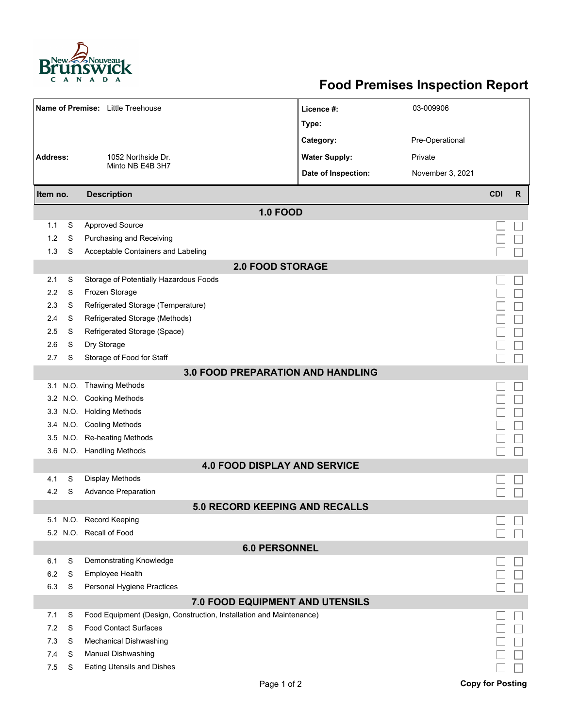# Food Premises Inspection Report

| | | | |
|---|---|---|---|
| **Name of Premise:** | Little Treehouse | **Licence #:** | 03-009906 |
| | | **Type:** | |
| | | **Category:** | Pre-Operational |
| **Address:** | 1052 Northside Dr. Minto NB E4B 3H7 | **Water Supply:** | Private |
| | | **Date of Inspection:** | November 3, 2021 |

| Item no. | | Description | CDI | R |
|---|---|---|---|---|
| **1.0 FOOD** | | | | |
| 1.1 | S | Approved Source | ☐ | ☐ |
| 1.2 | S | Purchasing and Receiving | ☐ | ☐ |
| 1.3 | S | Acceptable Containers and Labeling | ☐ | ☐ |
| **2.0 FOOD STORAGE** | | | | |
| 2.1 | S | Storage of Potentially Hazardous Foods | ☐ | ☐ |
| 2.2 | S | Frozen Storage | ☐ | ☐ |
| 2.3 | S | Refrigerated Storage (Temperature) | ☐ | ☐ |
| 2.4 | S | Refrigerated Storage (Methods) | ☐ | ☐ |
| 2.5 | S | Refrigerated Storage (Space) | ☐ | ☐ |
| 2.6 | S | Dry Storage | ☐ | ☐ |
| 2.7 | S | Storage of Food for Staff | ☐ | ☐ |
| **3.0 FOOD PREPARATION AND HANDLING** | | | | |
| 3.1 | N.O. | Thawing Methods | ☐ | ☐ |
| 3.2 | N.O. | Cooking Methods | ☐ | ☐ |
| 3.3 | N.O. | Holding Methods | ☐ | ☐ |
| 3.4 | N.O. | Cooling Methods | ☐ | ☐ |
| 3.5 | N.O. | Re-heating Methods | ☐ | ☐ |
| 3.6 | N.O. | Handling Methods | ☐ | ☐ |
| **4.0 FOOD DISPLAY AND SERVICE** | | | | |
| 4.1 | S | Display Methods | ☐ | ☐ |
| 4.2 | S | Advance Preparation | ☐ | ☐ |
| **5.0 RECORD KEEPING AND RECALLS** | | | | |
| 5.1 | N.O. | Record Keeping | ☐ | ☐ |
| 5.2 | N.O. | Recall of Food | ☐ | ☐ |
| **6.0 PERSONNEL** | | | | |
| 6.1 | S | Demonstrating Knowledge | ☐ | ☐ |
| 6.2 | S | Employee Health | ☐ | ☐ |
| 6.3 | S | Personal Hygiene Practices | ☐ | ☐ |
| **7.0 FOOD EQUIPMENT AND UTENSILS** | | | | |
| 7.1 | S | Food Equipment (Design, Construction, Installation and Maintenance) | ☐ | ☐ |
| 7.2 | S | Food Contact Surfaces | ☐ | ☐ |
| 7.3 | S | Mechanical Dishwashing | ☐ | ☐ |
| 7.4 | S | Manual Dishwashing | ☐ | ☐ |
| 7.5 | S | Eating Utensils and Dishes | ☐ | ☐ |

**Copy for Posting**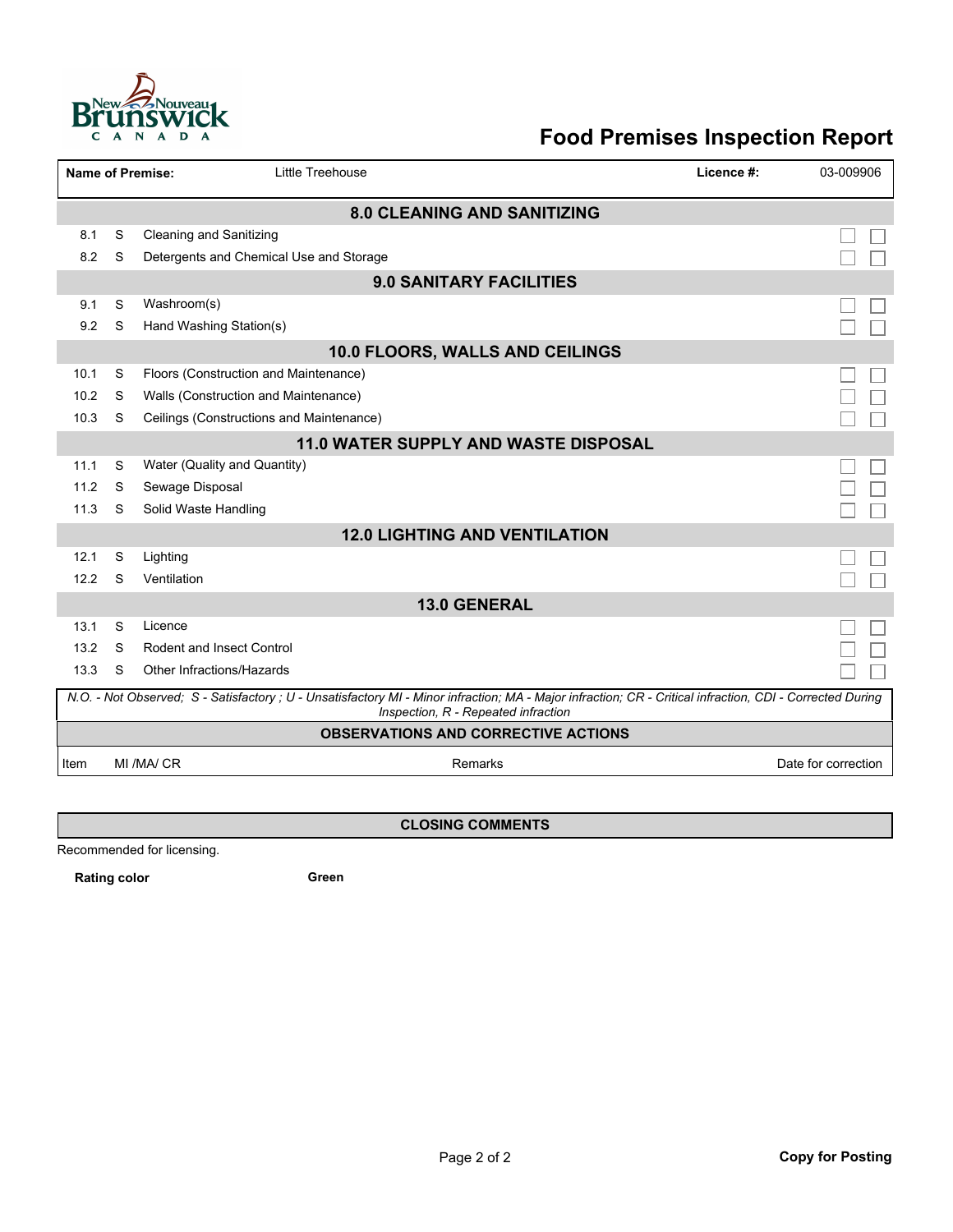# Food Premises Inspection Report

| Name of Premise: | Little Treehouse | Licence #: | 03-009906 |
|---|---|---|---|

| | | | | |
|---|---|---|---|---|
| **8.0 CLEANING AND SANITIZING** | | | | |
| 8.1 | S | Cleaning and Sanitizing | ☐ | ☐ |
| 8.2 | S | Detergents and Chemical Use and Storage | ☐ | ☐ |
| **9.0 SANITARY FACILITIES** | | | | |
| 9.1 | S | Washroom(s) | ☐ | ☐ |
| 9.2 | S | Hand Washing Station(s) | ☐ | ☐ |
| **10.0 FLOORS, WALLS AND CEILINGS** | | | | |
| 10.1 | S | Floors (Construction and Maintenance) | ☐ | ☐ |
| 10.2 | S | Walls (Construction and Maintenance) | ☐ | ☐ |
| 10.3 | S | Ceilings (Constructions and Maintenance) | ☐ | ☐ |
| **11.0 WATER SUPPLY AND WASTE DISPOSAL** | | | | |
| 11.1 | S | Water (Quality and Quantity) | ☐ | ☐ |
| 11.2 | S | Sewage Disposal | ☐ | ☐ |
| 11.3 | S | Solid Waste Handling | ☐ | ☐ |
| **12.0 LIGHTING AND VENTILATION** | | | | |
| 12.1 | S | Lighting | ☐ | ☐ |
| 12.2 | S | Ventilation | ☐ | ☐ |
| **13.0 GENERAL** | | | | |
| 13.1 | S | Licence | ☐ | ☐ |
| 13.2 | S | Rodent and Insect Control | ☐ | ☐ |
| 13.3 | S | Other Infractions/Hazards | ☐ | ☐ |

*N.O. - Not Observed; S - Satisfactory ; U - Unsatisfactory MI - Minor infraction; MA - Major infraction; CR - Critical infraction, CDI - Corrected During Inspection, R - Repeated infraction*

## OBSERVATIONS AND CORRECTIVE ACTIONS

| Item | MI /MA/ CR | Remarks | Date for correction |
|---|---|---|---|

## CLOSING COMMENTS

Recommended for licensing.

**Rating color** **Green**

**Copy for Posting**